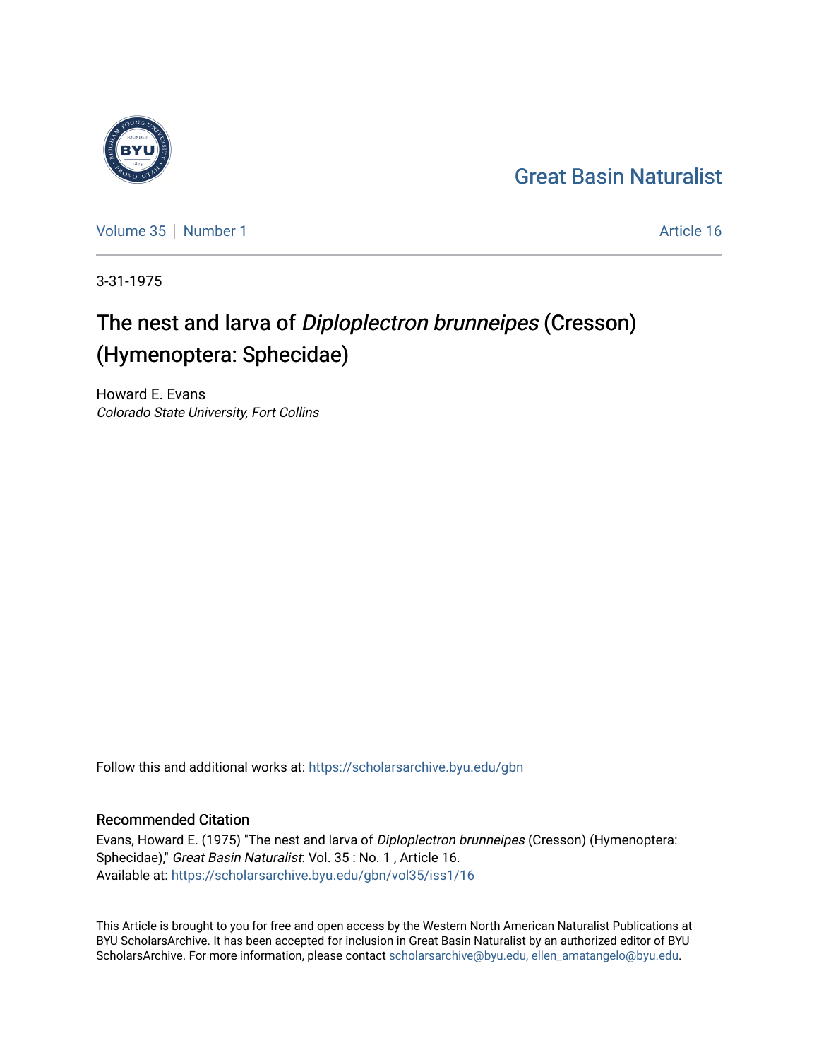Great Basin Naturalist

Volume 35 | Number 1 — Article 16

3-31-1975

# The nest and larva of *Diploplectron brunneipes* (Cresson) (Hymenoptera: Sphecidae)

Howard E. Evans
*Colorado State University, Fort Collins*

Follow this and additional works at: https://scholarsarchive.byu.edu/gbn

## Recommended Citation

Evans, Howard E. (1975) "The nest and larva of *Diploplectron brunneipes* (Cresson) (Hymenoptera: Sphecidae)," *Great Basin Naturalist*: Vol. 35 : No. 1 , Article 16.
Available at: https://scholarsarchive.byu.edu/gbn/vol35/iss1/16

This Article is brought to you for free and open access by the Western North American Naturalist Publications at BYU ScholarsArchive. It has been accepted for inclusion in Great Basin Naturalist by an authorized editor of BYU ScholarsArchive. For more information, please contact scholarsarchive@byu.edu, ellen_amatangelo@byu.edu.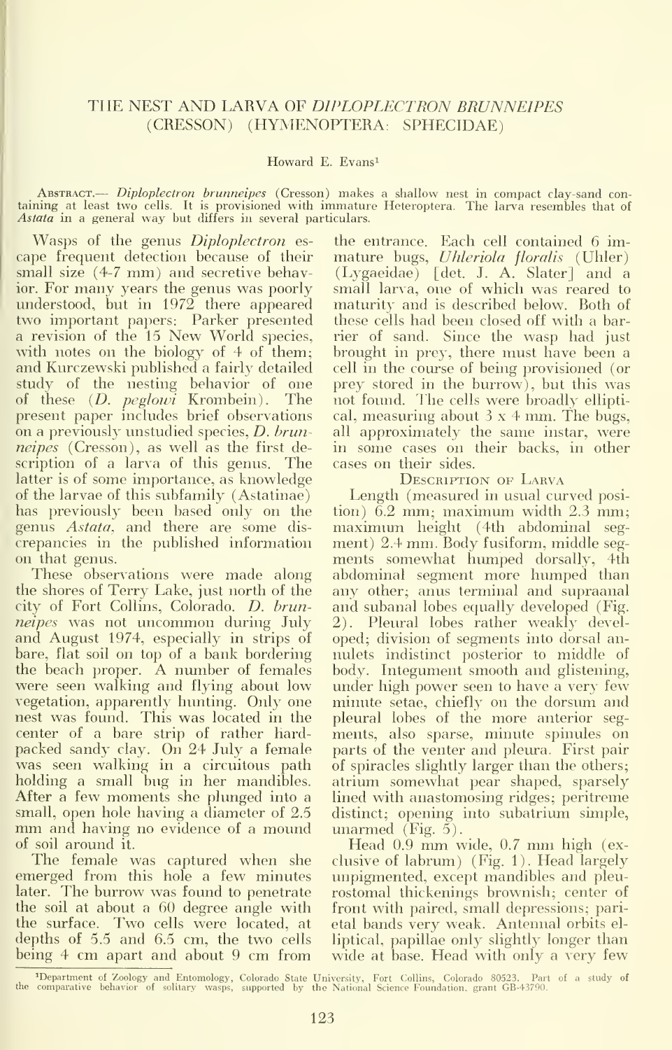# THE NEST AND LARVA OF *DIPLOPLECTRON BRUNNEIPES* (CRESSON) (HYMENOPTERA: SPHECIDAE)

Howard E. Evans[1]

ABSTRACT.— *Diploplectron brunneipes* (Cresson) makes a shallow nest in compact clay-sand containing at least two cells. It is provisioned with immature Heteroptera. The larva resembles that of *Astata* in a general way but differs in several particulars.

Wasps of the genus *Diploplectron* escape frequent detection because of their small size (4-7 mm) and secretive behavior. For many years the genus was poorly understood, but in 1972 there appeared two important papers: Parker presented a revision of the 15 New World species, with notes on the biology of 4 of them; and Kurczewski published a fairly detailed study of the nesting behavior of one of these (*D. peglowi* Krombein). The present paper includes brief observations on a previously unstudied species, *D. brunneipes* (Cresson), as well as the first description of a larva of this genus. The latter is of some importance, as knowledge of the larvae of this subfamily (Astatinae) has previously been based only on the genus *Astata*, and there are some discrepancies in the published information on that genus.

These observations were made along the shores of Terry Lake, just north of the city of Fort Collins, Colorado. *D. brunneipes* was not uncommon during July and August 1974, especially in strips of bare, flat soil on top of a bank bordering the beach proper. A number of females were seen walking and flying about low vegetation, apparently hunting. Only one nest was found. This was located in the center of a bare strip of rather hard-packed sandy clay. On 24 July a female was seen walking in a circuitous path holding a small bug in her mandibles. After a few moments she plunged into a small, open hole having a diameter of 2.5 mm and having no evidence of a mound of soil around it.

The female was captured when she emerged from this hole a few minutes later. The burrow was found to penetrate the soil at about a 60 degree angle with the surface. Two cells were located, at depths of 5.5 and 6.5 cm, the two cells being 4 cm apart and about 9 cm from the entrance. Each cell contained 6 immature bugs, *Uhleriola floralis* (Uhler) (Lygaeidae) [det. J. A. Slater] and a small larva, one of which was reared to maturity and is described below. Both of these cells had been closed off with a barrier of sand. Since the wasp had just brought in prey, there must have been a cell in the course of being provisioned (or prey stored in the burrow), but this was not found. The cells were broadly elliptical, measuring about 3 x 4 mm. The bugs, all approximately the same instar, were in some cases on their backs, in other cases on their sides.

## DESCRIPTION OF LARVA

Length (measured in usual curved position) 6.2 mm; maximum width 2.3 mm; maximum height (4th abdominal segment) 2.4 mm. Body fusiform, middle segments somewhat humped dorsally, 4th abdominal segment more humped than any other; anus terminal and supraanal and subanal lobes equally developed (Fig. 2). Pleural lobes rather weakly developed; division of segments into dorsal annulets indistinct posterior to middle of body. Integument smooth and glistening, under high power seen to have a very few minute setae, chiefly on the dorsum and pleural lobes of the more anterior segments, also sparse, minute spinules on parts of the venter and pleura. First pair of spiracles slightly larger than the others; atrium somewhat pear shaped, sparsely lined with anastomosing ridges; peritreme distinct; opening into subatrium simple, unarmed (Fig. 5).

Head 0.9 mm wide, 0.7 mm high (exclusive of labrum) (Fig. 1). Head largely unpigmented, except mandibles and pleurostomal thickenings brownish; center of front with paired, small depressions; parietal bands very weak. Antennal orbits elliptical, papillae only slightly longer than wide at base. Head with only a very few

[1]Department of Zoology and Entomology, Colorado State University, Fort Collins, Colorado 80523. Part of a study of the comparative behavior of solitary wasps, supported by the National Science Foundation, grant GB-43790.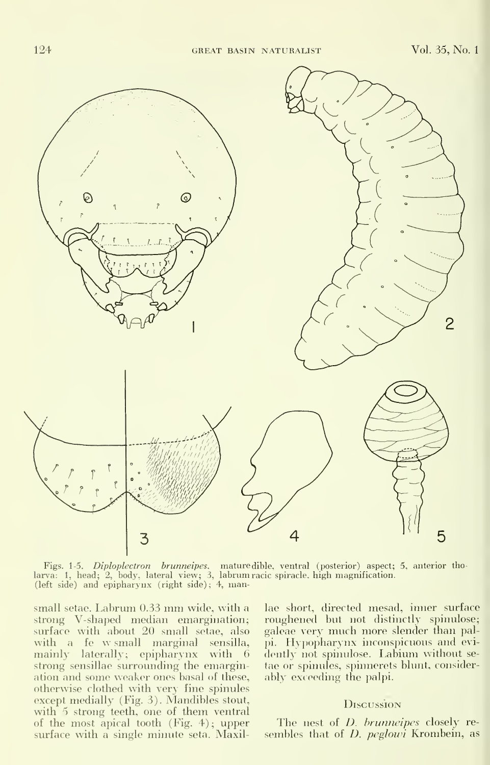Figs. 1-5. *Diploplectron brunneipes*, mature larva: 1, head; 2, body, lateral view; 3, labrum (left side) and epipharynx (right side); 4, mandible, ventral (posterior) aspect; 5, anterior thoracic spiracle, high magnification.

small setae. Labrum 0.33 mm wide, with a strong V-shaped median emargination; surface with about 20 small setae, also with a few small marginal sensilla, mainly laterally; epipharynx with 6 strong sensillae surrounding the emargination and some weaker ones basal of these, otherwise clothed with very fine spinules except medially (Fig. 3). Mandibles stout, with 5 strong teeth, one of them ventral of the most apical tooth (Fig. 4); upper surface with a single minute seta. Maxillae short, directed mesad, inner surface roughened but not distinctly spinulose; galeae very much more slender than palpi. Hypopharynx inconspicuous and evidently not spinulose. Labium without setae or spinules, spinnerets blunt, considerably exceeding the palpi.

## Discussion

The nest of *D. brunneipes* closely resembles that of *D. peglowi* Krombein, as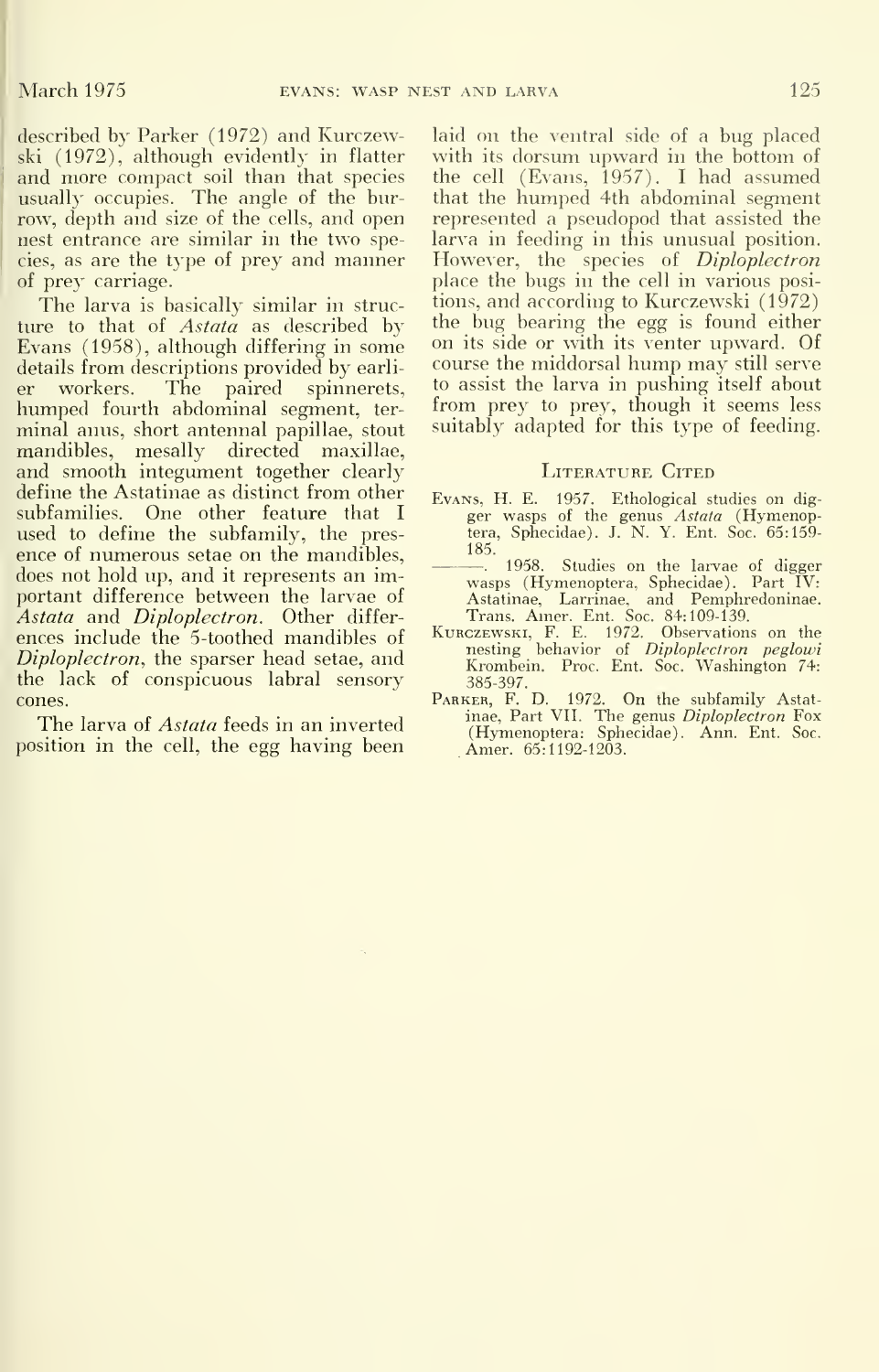described by Parker (1972) and Kurczewski (1972), although evidently in flatter and more compact soil than that species usually occupies. The angle of the burrow, depth and size of the cells, and open nest entrance are similar in the two species, as are the type of prey and manner of prey carriage.

The larva is basically similar in structure to that of *Astata* as described by Evans (1958), although differing in some details from descriptions provided by earlier workers. The paired spinnerets, humped fourth abdominal segment, terminal anus, short antennal papillae, stout mandibles, mesally directed maxillae, and smooth integument together clearly define the Astatinae as distinct from other subfamilies. One other feature that I used to define the subfamily, the presence of numerous setae on the mandibles, does not hold up, and it represents an important difference between the larvae of *Astata* and *Diploplectron*. Other differences include the 5-toothed mandibles of *Diploplectron*, the sparser head setae, and the lack of conspicuous labral sensory cones.

The larva of *Astata* feeds in an inverted position in the cell, the egg having been laid on the ventral side of a bug placed with its dorsum upward in the bottom of the cell (Evans, 1957). I had assumed that the humped 4th abdominal segment represented a pseudopod that assisted the larva in feeding in this unusual position. However, the species of *Diploplectron* place the bugs in the cell in various positions, and according to Kurczewski (1972) the bug bearing the egg is found either on its side or with its venter upward. Of course the middorsal hump may still serve to assist the larva in pushing itself about from prey to prey, though it seems less suitably adapted for this type of feeding.

## Literature Cited

Evans, H. E. 1957. Ethological studies on digger wasps of the genus *Astata* (Hymenoptera, Sphecidae). J. N. Y. Ent. Soc. 65:159-185.

———. 1958. Studies on the larvae of digger wasps (Hymenoptera, Sphecidae). Part IV: Astatinae, Larrinae, and Pemphredoninae. Trans. Amer. Ent. Soc. 84:109-139.

Kurczewski, F. E. 1972. Observations on the nesting behavior of *Diploplectron peglowi* Krombein. Proc. Ent. Soc. Washington 74: 385-397.

Parker, F. D. 1972. On the subfamily Astatinae, Part VII. The genus *Diploplectron* Fox (Hymenoptera: Sphecidae). Ann. Ent. Soc. Amer. 65:1192-1203.